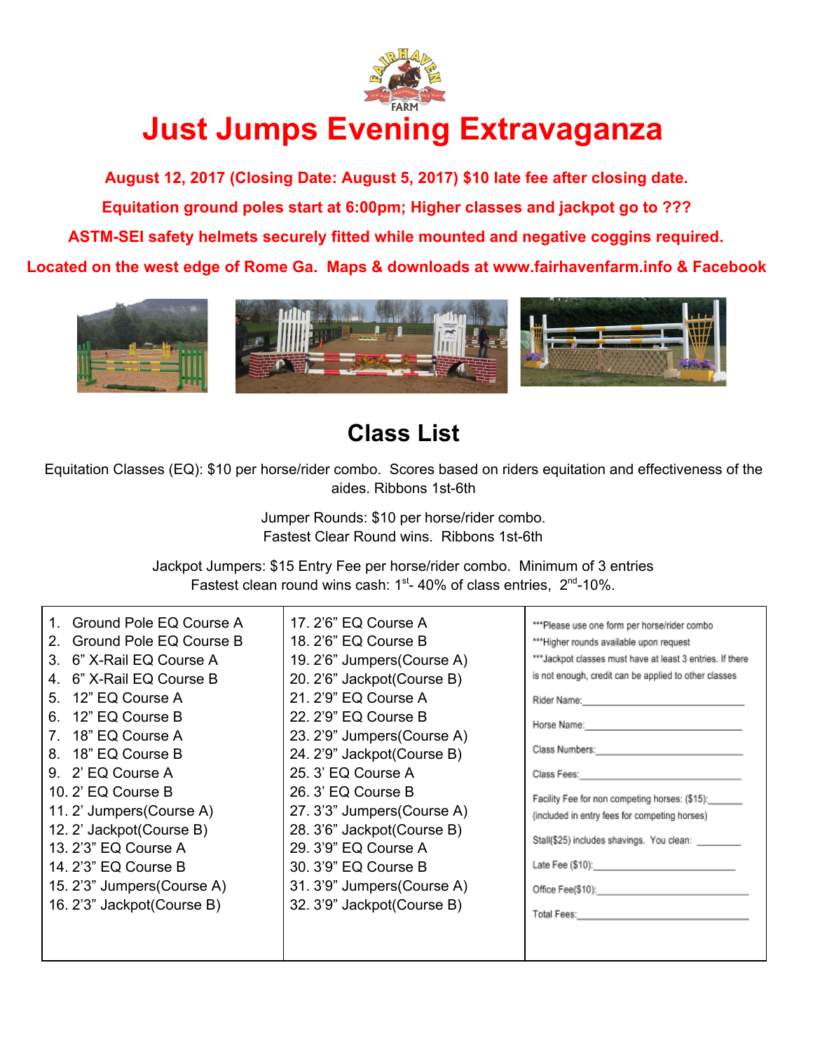FAIRHAVEN FARM

# Just Jumps Evening Extravaganza

**August 12, 2017 (Closing Date: August 5, 2017) $10 late fee after closing date.**

**Equitation ground poles start at 6:00pm; Higher classes and jackpot go to ???**

**ASTM-SEI safety helmets securely fitted while mounted and negative coggins required.**

**Located on the west edge of Rome Ga. Maps & downloads at www.fairhavenfarm.info & Facebook**

## Class List

Equitation Classes (EQ): $10 per horse/rider combo. Scores based on riders equitation and effectiveness of the aides. Ribbons 1st-6th

Jumper Rounds: $10 per horse/rider combo.
Fastest Clear Round wins. Ribbons 1st-6th

Jackpot Jumpers: $15 Entry Fee per horse/rider combo. Minimum of 3 entries
Fastest clean round wins cash: 1st- 40% of class entries, 2nd-10%.

1. Ground Pole EQ Course A
2. Ground Pole EQ Course B
3. 6" X-Rail EQ Course A
4. 6" X-Rail EQ Course B
5. 12" EQ Course A
6. 12" EQ Course B
7. 18" EQ Course A
8. 18" EQ Course B
9. 2' EQ Course A
10. 2' EQ Course B
11. 2' Jumpers(Course A)
12. 2' Jackpot(Course B)
13. 2'3" EQ Course A
14. 2'3" EQ Course B
15. 2'3" Jumpers(Course A)
16. 2'3" Jackpot(Course B)
17. 2'6" EQ Course A
18. 2'6" EQ Course B
19. 2'6" Jumpers(Course A)
20. 2'6" Jackpot(Course B)
21. 2'9" EQ Course A
22. 2'9" EQ Course B
23. 2'9" Jumpers(Course A)
24. 2'9" Jackpot(Course B)
25. 3' EQ Course A
26. 3' EQ Course B
27. 3'3" Jumpers(Course A)
28. 3'6" Jackpot(Course B)
29. 3'9" EQ Course A
30. 3'9" EQ Course B
31. 3'9" Jumpers(Course A)
32. 3'9" Jackpot(Course B)

***Please use one form per horse/rider combo
***Higher rounds available upon request
***Jackpot classes must have at least 3 entries. If there is not enough, credit can be applied to other classes

Rider Name:\_\_\_\_\_\_\_\_\_\_\_\_\_\_\_\_\_\_\_\_\_\_\_\_\_\_\_\_

Horse Name:\_\_\_\_\_\_\_\_\_\_\_\_\_\_\_\_\_\_\_\_\_\_\_\_\_\_\_\_

Class Numbers:\_\_\_\_\_\_\_\_\_\_\_\_\_\_\_\_\_\_\_\_\_\_\_\_\_\_

Class Fees:\_\_\_\_\_\_\_\_\_\_\_\_\_\_\_\_\_\_\_\_\_\_\_\_\_\_\_\_\_

Facility Fee for non competing horses: ($15):\_\_\_\_\_\_
(included in entry fees for competing horses)

Stall($25) includes shavings. You clean: \_\_\_\_\_\_\_\_

Late Fee ($10):\_\_\_\_\_\_\_\_\_\_\_\_\_\_\_\_\_\_\_\_\_\_\_\_\_\_

Office Fee($10):\_\_\_\_\_\_\_\_\_\_\_\_\_\_\_\_\_\_\_\_\_\_\_\_\_\_

Total Fees:\_\_\_\_\_\_\_\_\_\_\_\_\_\_\_\_\_\_\_\_\_\_\_\_\_\_\_\_\_\_